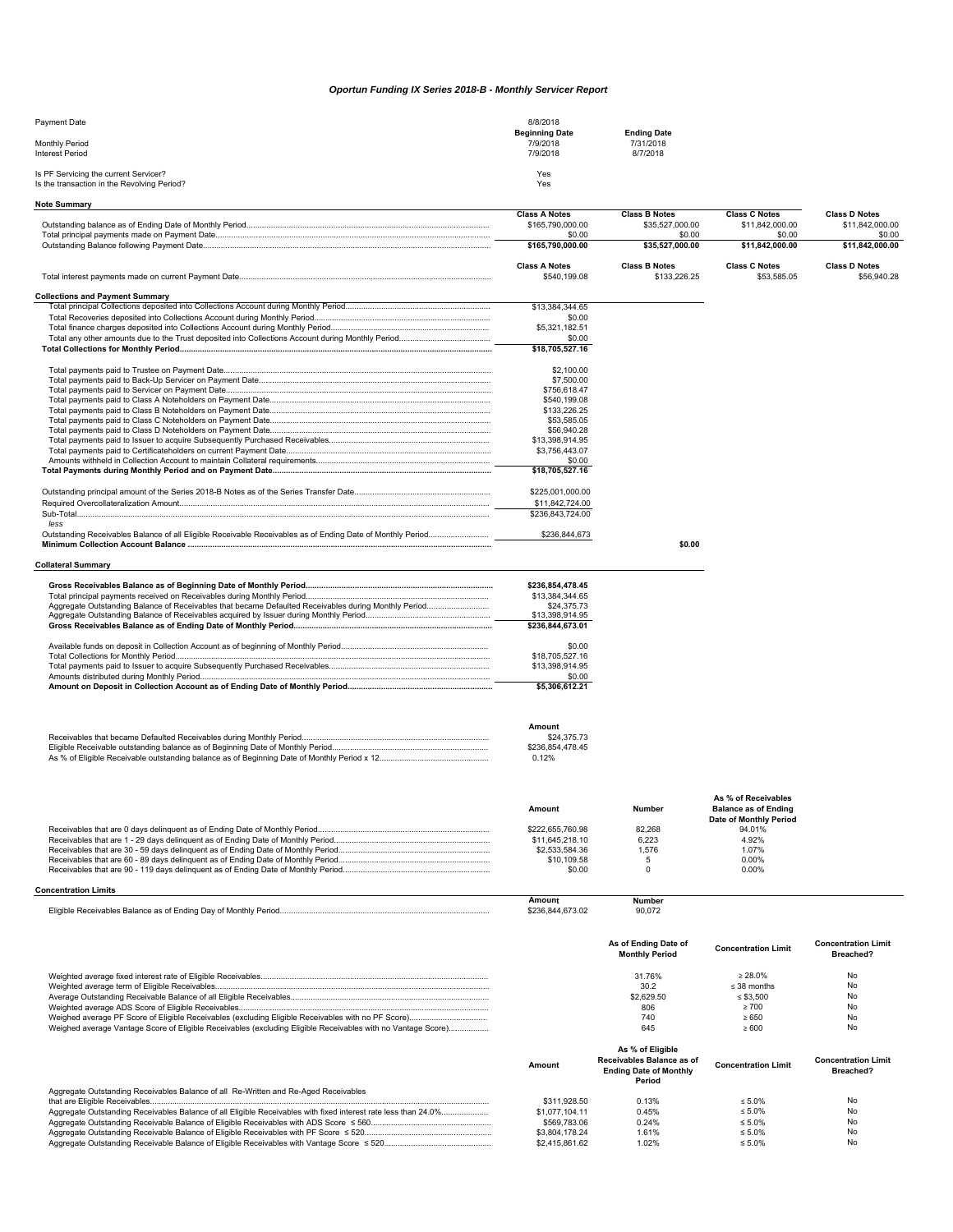# Oportun Funding IX Series 2018-B - Monthly Servicer Report

| | | |
|---|---|---|
| Payment Date | 8/8/2018 | |
| | **Beginning Date** | **Ending Date** |
| Monthly Period | 7/9/2018 | 7/31/2018 |
| Interest Period | 7/9/2018 | 8/7/2018 |

| | |
|---|---|
| Is PF Servicing the current Servicer? | Yes |
| Is the transaction in the Revolving Period? | Yes |

**Note Summary**

| | Class A Notes | Class B Notes | Class C Notes | Class D Notes |
|---|---|---|---|---|
| Outstanding balance as of Ending Date of Monthly Period | $165,790,000.00 | $35,527,000.00 | $11,842,000.00 | $11,842,000.00 |
| Total principal payments made on Payment Date | $0.00 | $0.00 | $0.00 | $0.00 |
| Outstanding Balance following Payment Date | **$165,790,000.00** | **$35,527,000.00** | **$11,842,000.00** | **$11,842,000.00** |

| | Class A Notes | Class B Notes | Class C Notes | Class D Notes |
|---|---|---|---|---|
| Total interest payments made on current Payment Date | $540,199.08 | $133,226.25 | $53,585.05 | $56,940.28 |

**Collections and Payment Summary**

| | | |
|---|---|---|
| Total principal Collections deposited into Collections Account during Monthly Period | $13,384,344.65 | |
| Total Recoveries deposited into Collections Account during Monthly Period | $0.00 | |
| Total finance charges deposited into Collections Account during Monthly Period | $5,321,182.51 | |
| Total any other amounts due to the Trust deposited into Collections Account during Monthly Period | $0.00 | |
| **Total Collections for Monthly Period** | **$18,705,527.16** | |
| Total payments paid to Trustee on Payment Date | $2,100.00 | |
| Total payments paid to Back-Up Servicer on Payment Date | $7,500.00 | |
| Total payments paid to Servicer on Payment Date | $756,618.47 | |
| Total payments paid to Class A Noteholders on Payment Date | $540,199.08 | |
| Total payments paid to Class B Noteholders on Payment Date | $133,226.25 | |
| Total payments paid to Class C Noteholders on Payment Date | $53,585.05 | |
| Total payments paid to Class D Noteholders on Payment Date | $56,940.28 | |
| Total payments paid to Issuer to acquire Subsequently Purchased Receivables | $13,398,914.95 | |
| Total payments paid to Certificateholders on current Payment Date | $3,756,443.07 | |
| Amounts withheld in Collection Account to maintain Collateral requirements | $0.00 | |
| **Total Payments during Monthly Period and on Payment Date** | **$18,705,527.16** | |
| Outstanding principal amount of the Series 2018-B Notes as of the Series Transfer Date | $225,001,000.00 | |
| Required Overcollateralization Amount | $11,842,724.00 | |
| Sub-Total | $236,843,724.00 | |
| *less* | | |
| Outstanding Receivables Balance of all Eligible Receivable Receivables as of Ending Date of Monthly Period | $236,844,673 | |
| **Minimum Collection Account Balance** | | **$0.00** |

**Collateral Summary**

| | |
|---|---|
| **Gross Receivables Balance as of Beginning Date of Monthly Period** | **$236,854,478.45** |
| Total principal payments received on Receivables during Monthly Period | $13,384,344.65 |
| Aggregate Outstanding Balance of Receivables that became Defaulted Receivables during Monthly Period | $24,375.73 |
| Aggregate Outstanding Balance of Receivables acquired by Issuer during Monthly Period | $13,398,914.95 |
| **Gross Receivables Balance as of Ending Date of Monthly Period** | **$236,844,673.01** |
| Available funds on deposit in Collection Account as of beginning of Monthly Period | $0.00 |
| Total Collections for Monthly Period | $18,705,527.16 |
| Total payments paid to Issuer to acquire Subsequently Purchased Receivables | $13,398,914.95 |
| Amounts distributed during Monthly Period | $0.00 |
| **Amount on Deposit in Collection Account as of Ending Date of Monthly Period** | **$5,306,612.21** |

| | Amount |
|---|---|
| Receivables that became Defaulted Receivables during Monthly Period | $24,375.73 |
| Eligible Receivable outstanding balance as of Beginning Date of Monthly Period | $236,854,478.45 |
| As % of Eligible Receivable outstanding balance as of Beginning Date of Monthly Period x 12 | 0.12% |

| | Amount | Number | As % of Receivables Balance as of Ending Date of Monthly Period |
|---|---|---|---|
| Receivables that are 0 days delinquent as of Ending Date of Monthly Period | $222,655,760.98 | 82,268 | 94.01% |
| Receivables that are 1 - 29 days delinquent as of Ending Date of Monthly Period | $11,645,218.10 | 6,223 | 4.92% |
| Receivables that are 30 - 59 days delinquent as of Ending Date of Monthly Period | $2,533,584.36 | 1,576 | 1.07% |
| Receivables that are 60 - 89 days delinquent as of Ending Date of Monthly Period | $10,109.58 | 5 | 0.00% |
| Receivables that are 90 - 119 days delinquent as of Ending Date of Monthly Period | $0.00 | 0 | 0.00% |

**Concentration Limits**

| | Amount | Number |
|---|---|---|
| Eligible Receivables Balance as of Ending Day of Monthly Period | $236,844,673.02 | 90,072 |

| | As of Ending Date of Monthly Period | Concentration Limit | Concentration Limit Breached? |
|---|---|---|---|
| Weighted average fixed interest rate of Eligible Receivables | 31.76% | ≥ 28.0% | No |
| Weighted average term of Eligible Receivables | 30.2 | ≤ 38 months | No |
| Average Outstanding Receivable Balance of all Eligible Receivables | $2,629.50 | ≤ $3,500 | No |
| Weighted average ADS Score of Eligible Receivables | 806 | ≥ 700 | No |
| Weighted average PF Score of Eligible Receivables (excluding Eligible Receivables with no PF Score) | 740 | ≥ 650 | No |
| Weighed average Vantage Score of Eligible Receivables (excluding Eligible Receivables with no Vantage Score) | 645 | ≥ 600 | No |

| | Amount | As % of Eligible Receivables Balance as of Ending Date of Monthly Period | Concentration Limit | Concentration Limit Breached? |
|---|---|---|---|---|
| Aggregate Outstanding Receivables Balance of all Re-Written and Re-Aged Receivables that are Eligible Receivables | $311,928.50 | 0.13% | ≤ 5.0% | No |
| Aggregate Outstanding Receivables Balance of all Eligible Receivables with fixed interest rate less than 24.0% | $1,077,104.11 | 0.45% | ≤ 5.0% | No |
| Aggregate Outstanding Receivable Balance of Eligible Receivables with ADS Score ≤ 560 | $569,783.06 | 0.24% | ≤ 5.0% | No |
| Aggregate Outstanding Receivable Balance of Eligible Receivables with PF Score ≤ 520 | $3,804,178.24 | 1.61% | ≤ 5.0% | No |
| Aggregate Outstanding Receivable Balance of Eligible Receivables with Vantage Score ≤ 520 | $2,415,861.62 | 1.02% | ≤ 5.0% | No |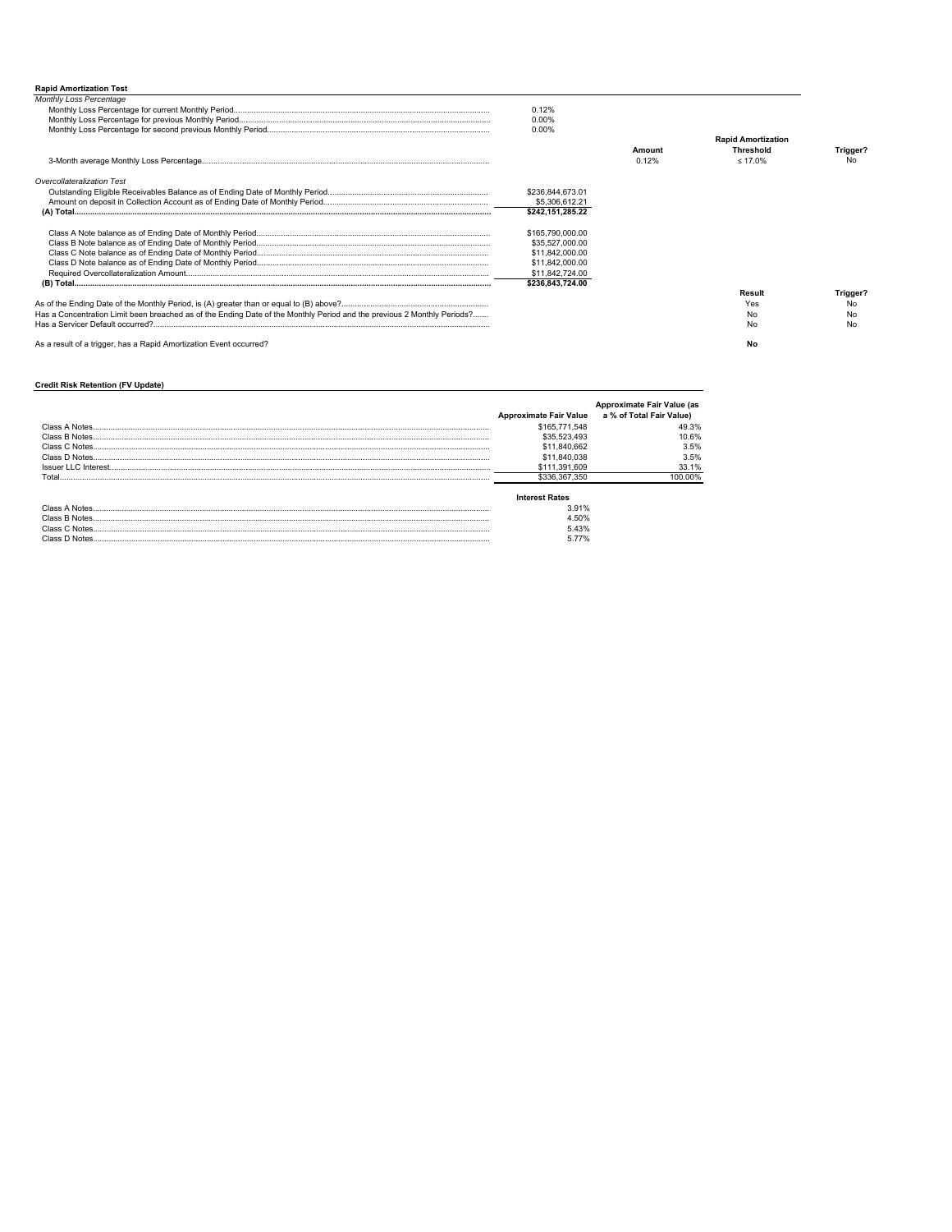**Rapid Amortization Test**

*Monthly Loss Percentage*

| | | | | |
|---|---|---|---|---|
| Monthly Loss Percentage for current Monthly Period | 0.12% | | | |
| Monthly Loss Percentage for previous Monthly Period | 0.00% | | | |
| Monthly Loss Percentage for second previous Monthly Period | 0.00% | | | |
| | | **Amount** | **Rapid Amortization Threshold** | **Trigger?** |
| 3-Month average Monthly Loss Percentage | | 0.12% | ≤ 17.0% | No |

*Overcollateralization Test*

| | |
|---|---|
| Outstanding Eligible Receivables Balance as of Ending Date of Monthly Period | $236,844,673.01 |
| Amount on deposit in Collection Account as of Ending Date of Monthly Period | $5,306,612.21 |
| **(A) Total** | **$242,151,285.22** |
| Class A Note balance as of Ending Date of Monthly Period | $165,790,000.00 |
| Class B Note balance as of Ending Date of Monthly Period | $35,527,000.00 |
| Class C Note balance as of Ending Date of Monthly Period | $11,842,000.00 |
| Class D Note balance as of Ending Date of Monthly Period | $11,842,000.00 |
| Required Overcollateralization Amount | $11,842,724.00 |
| **(B) Total** | **$236,843,724.00** |

| | **Result** | **Trigger?** |
|---|---|---|
| As of the Ending Date of the Monthly Period, is (A) greater than or equal to (B) above? | Yes | No |
| Has a Concentration Limit been breached as of the Ending Date of the Monthly Period and the previous 2 Monthly Periods? | No | No |
| Has a Servicer Default occurred? | No | No |

As a result of a trigger, has a Rapid Amortization Event occurred? **No**

**Credit Risk Retention (FV Update)**

| | **Approximate Fair Value** | **Approximate Fair Value (as a % of Total Fair Value)** |
|---|---|---|
| Class A Notes | $165,771,548 | 49.3% |
| Class B Notes | $35,523,493 | 10.6% |
| Class C Notes | $11,840,662 | 3.5% |
| Class D Notes | $11,840,038 | 3.5% |
| Issuer LLC Interest | $111,391,609 | 33.1% |
| Total | $336,367,350 | 100.00% |

| | **Interest Rates** |
|---|---|
| Class A Notes | 3.91% |
| Class B Notes | 4.50% |
| Class C Notes | 5.43% |
| Class D Notes | 5.77% |